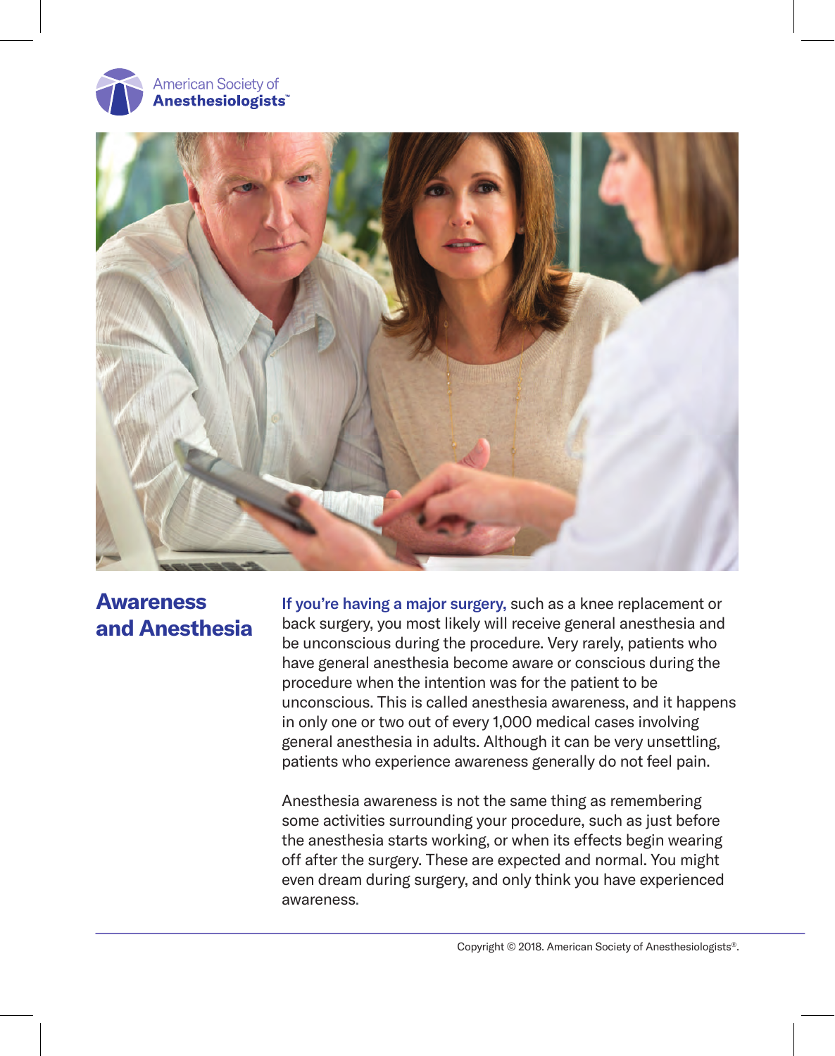American Society of **Anesthesiologists**™

# Awareness and Anesthesia

**If you're having a major surgery,** such as a knee replacement or back surgery, you most likely will receive general anesthesia and be unconscious during the procedure. Very rarely, patients who have general anesthesia become aware or conscious during the procedure when the intention was for the patient to be unconscious. This is called anesthesia awareness, and it happens in only one or two out of every 1,000 medical cases involving general anesthesia in adults. Although it can be very unsettling, patients who experience awareness generally do not feel pain.

Anesthesia awareness is not the same thing as remembering some activities surrounding your procedure, such as just before the anesthesia starts working, or when its effects begin wearing off after the surgery. These are expected and normal. You might even dream during surgery, and only think you have experienced awareness.

Copyright © 2018. American Society of Anesthesiologists®.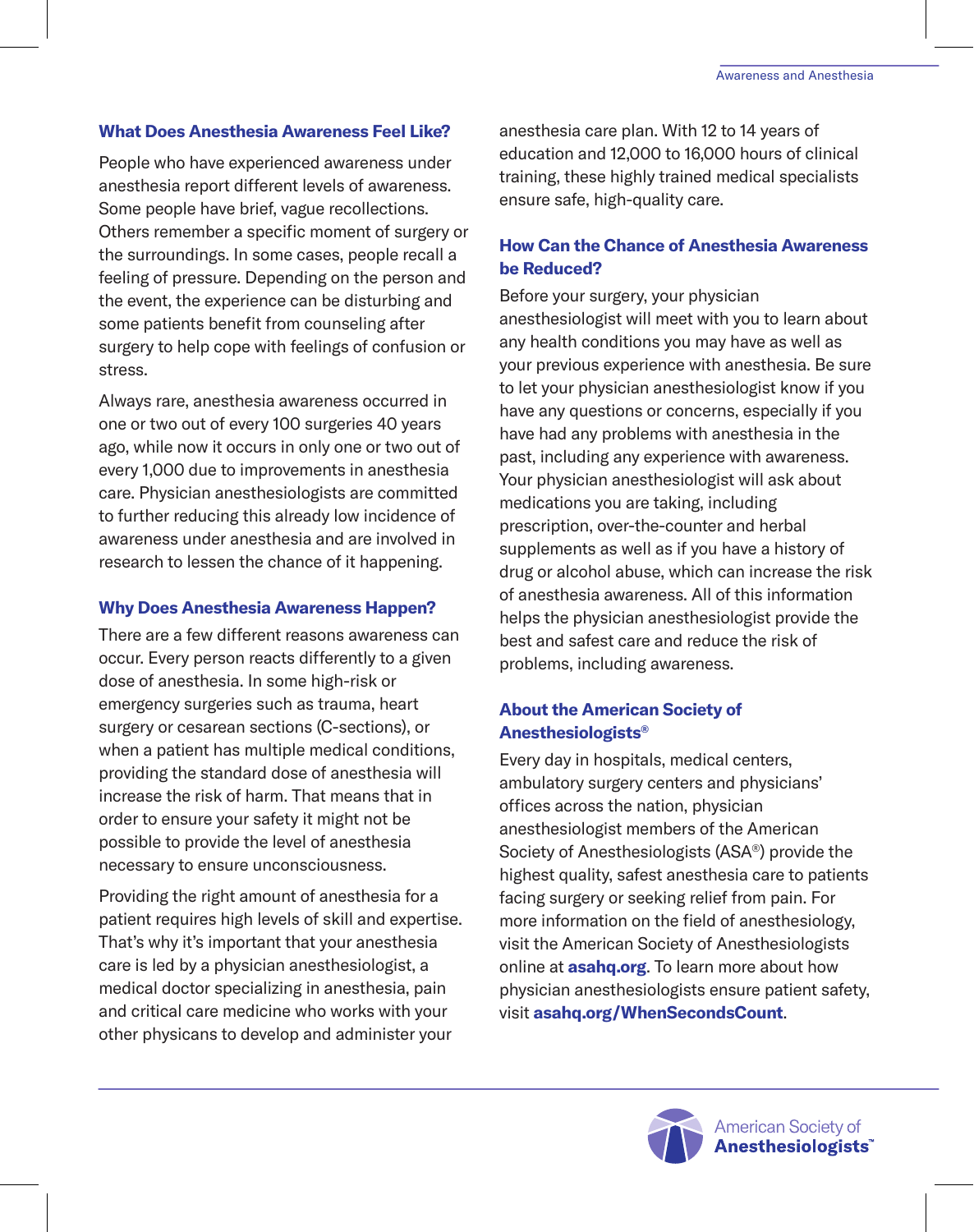## What Does Anesthesia Awareness Feel Like?

People who have experienced awareness under anesthesia report different levels of awareness. Some people have brief, vague recollections. Others remember a specific moment of surgery or the surroundings. In some cases, people recall a feeling of pressure. Depending on the person and the event, the experience can be disturbing and some patients benefit from counseling after surgery to help cope with feelings of confusion or stress.

Always rare, anesthesia awareness occurred in one or two out of every 100 surgeries 40 years ago, while now it occurs in only one or two out of every 1,000 due to improvements in anesthesia care. Physician anesthesiologists are committed to further reducing this already low incidence of awareness under anesthesia and are involved in research to lessen the chance of it happening.

## Why Does Anesthesia Awareness Happen?

There are a few different reasons awareness can occur. Every person reacts differently to a given dose of anesthesia. In some high-risk or emergency surgeries such as trauma, heart surgery or cesarean sections (C-sections), or when a patient has multiple medical conditions, providing the standard dose of anesthesia will increase the risk of harm. That means that in order to ensure your safety it might not be possible to provide the level of anesthesia necessary to ensure unconsciousness.

Providing the right amount of anesthesia for a patient requires high levels of skill and expertise. That's why it's important that your anesthesia care is led by a physician anesthesiologist, a medical doctor specializing in anesthesia, pain and critical care medicine who works with your other physicans to develop and administer your anesthesia care plan. With 12 to 14 years of education and 12,000 to 16,000 hours of clinical training, these highly trained medical specialists ensure safe, high-quality care.

## How Can the Chance of Anesthesia Awareness be Reduced?

Before your surgery, your physician anesthesiologist will meet with you to learn about any health conditions you may have as well as your previous experience with anesthesia. Be sure to let your physician anesthesiologist know if you have any questions or concerns, especially if you have had any problems with anesthesia in the past, including any experience with awareness. Your physician anesthesiologist will ask about medications you are taking, including prescription, over-the-counter and herbal supplements as well as if you have a history of drug or alcohol abuse, which can increase the risk of anesthesia awareness. All of this information helps the physician anesthesiologist provide the best and safest care and reduce the risk of problems, including awareness.

## About the American Society of Anesthesiologists®

Every day in hospitals, medical centers, ambulatory surgery centers and physicians' offices across the nation, physician anesthesiologist members of the American Society of Anesthesiologists (ASA®) provide the highest quality, safest anesthesia care to patients facing surgery or seeking relief from pain. For more information on the field of anesthesiology, visit the American Society of Anesthesiologists online at **asahq.org**. To learn more about how physician anesthesiologists ensure patient safety, visit **asahq.org/WhenSecondsCount**.

American Society of **Anesthesiologists**™